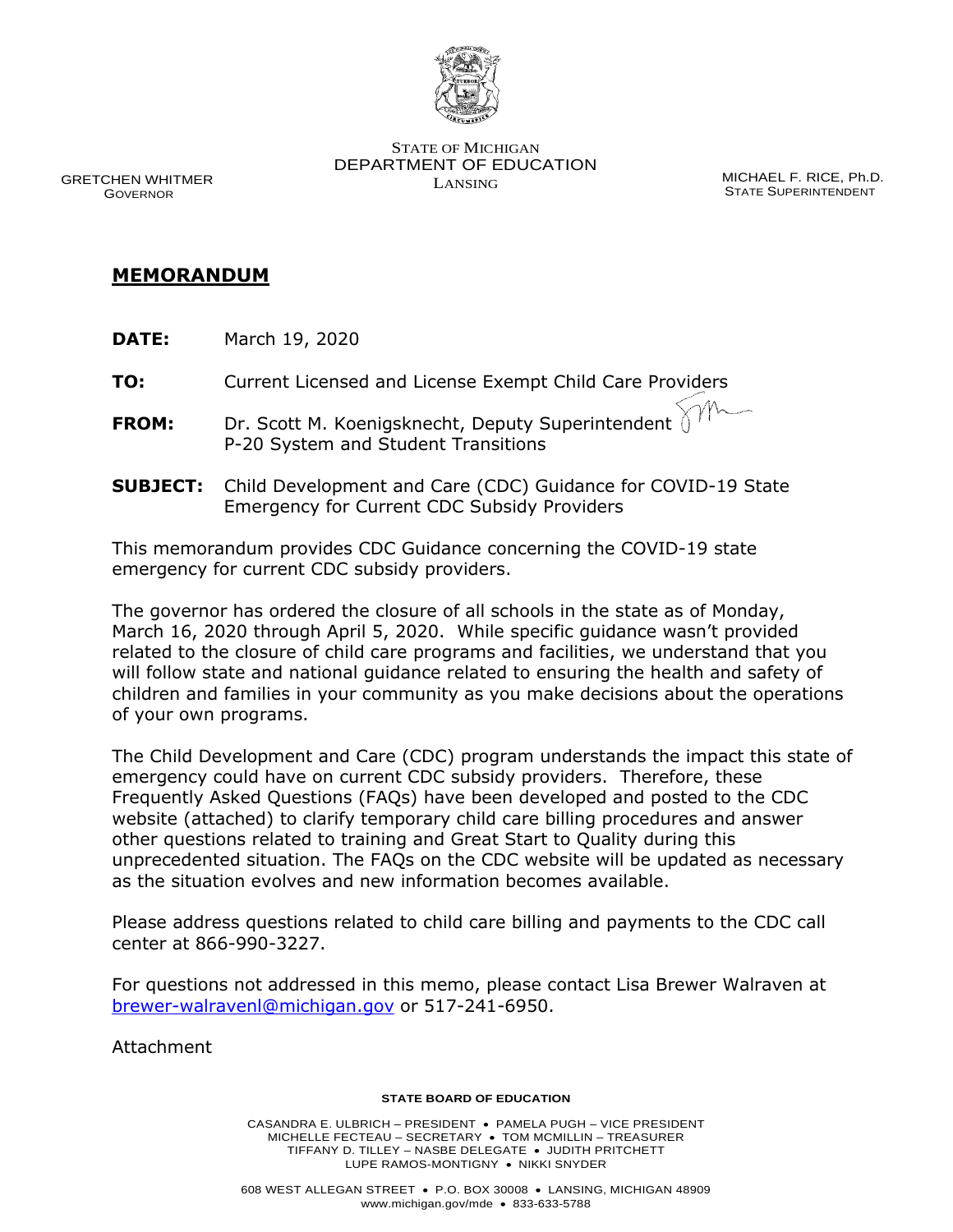STATE OF MICHIGAN
DEPARTMENT OF EDUCATION
LANSING

GRETCHEN WHITMER
GOVERNOR

MICHAEL F. RICE, Ph.D.
STATE SUPERINTENDENT

# MEMORANDUM

**DATE:** March 19, 2020

**TO:** Current Licensed and License Exempt Child Care Providers

**FROM:** Dr. Scott M. Koenigsknecht, Deputy Superintendent
P-20 System and Student Transitions

**SUBJECT:** Child Development and Care (CDC) Guidance for COVID-19 State Emergency for Current CDC Subsidy Providers

This memorandum provides CDC Guidance concerning the COVID-19 state emergency for current CDC subsidy providers.

The governor has ordered the closure of all schools in the state as of Monday, March 16, 2020 through April 5, 2020. While specific guidance wasn't provided related to the closure of child care programs and facilities, we understand that you will follow state and national guidance related to ensuring the health and safety of children and families in your community as you make decisions about the operations of your own programs.

The Child Development and Care (CDC) program understands the impact this state of emergency could have on current CDC subsidy providers. Therefore, these Frequently Asked Questions (FAQs) have been developed and posted to the CDC website (attached) to clarify temporary child care billing procedures and answer other questions related to training and Great Start to Quality during this unprecedented situation. The FAQs on the CDC website will be updated as necessary as the situation evolves and new information becomes available.

Please address questions related to child care billing and payments to the CDC call center at 866-990-3227.

For questions not addressed in this memo, please contact Lisa Brewer Walraven at brewer-walravenl@michigan.gov or 517-241-6950.

Attachment

**STATE BOARD OF EDUCATION**

CASANDRA E. ULBRICH – PRESIDENT • PAMELA PUGH – VICE PRESIDENT
MICHELLE FECTEAU – SECRETARY • TOM MCMILLIN – TREASURER
TIFFANY D. TILLEY – NASBE DELEGATE • JUDITH PRITCHETT
LUPE RAMOS-MONTIGNY • NIKKI SNYDER

608 WEST ALLEGAN STREET • P.O. BOX 30008 • LANSING, MICHIGAN 48909
www.michigan.gov/mde • 833-633-5788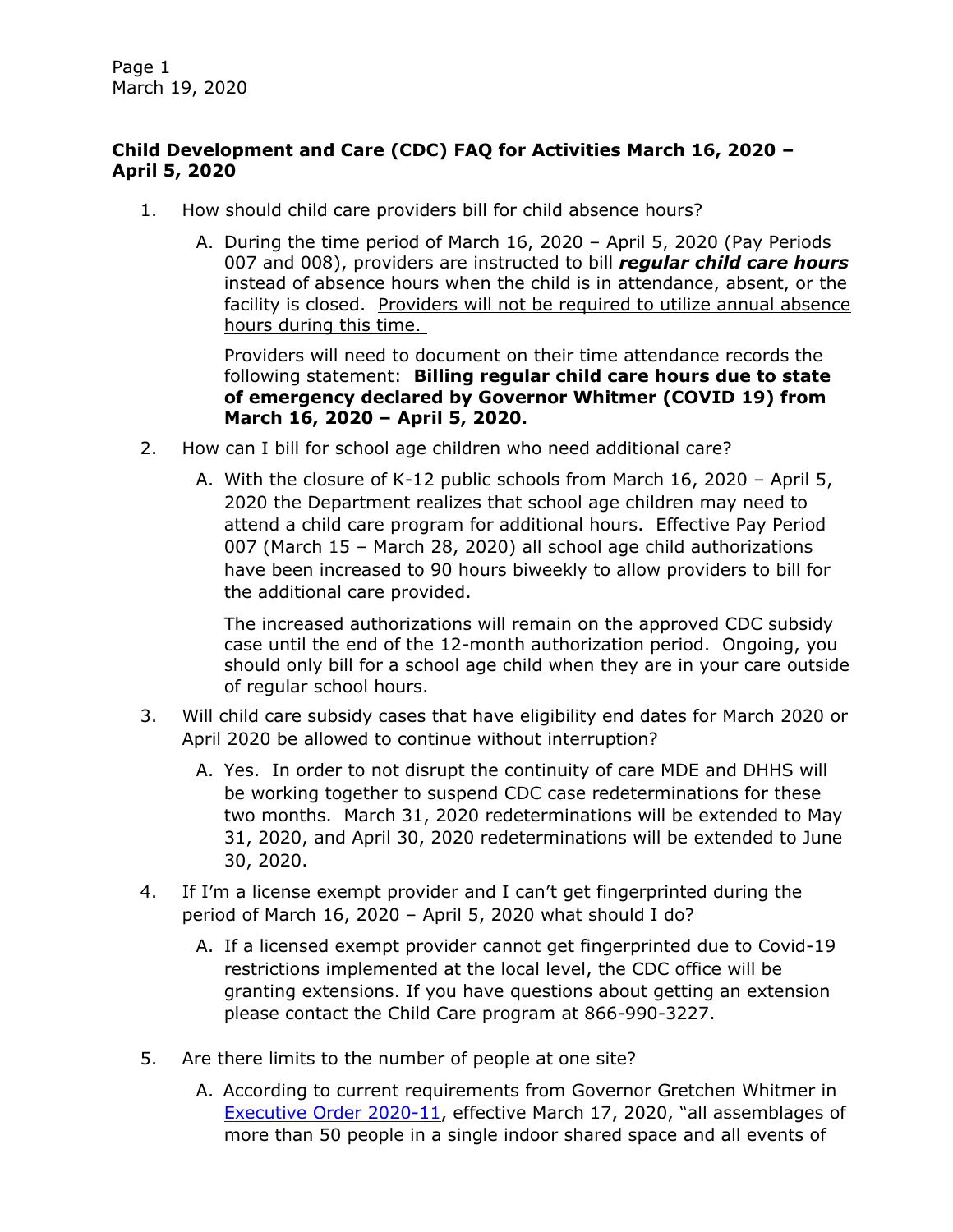**Child Development and Care (CDC) FAQ for Activities March 16, 2020 – April 5, 2020**

1. How should child care providers bill for child absence hours?

   A. During the time period of March 16, 2020 – April 5, 2020 (Pay Periods 007 and 008), providers are instructed to bill ***regular child care hours*** instead of absence hours when the child is in attendance, absent, or the facility is closed. Providers will not be required to utilize annual absence hours during this time.

   Providers will need to document on their time attendance records the following statement: **Billing regular child care hours due to state of emergency declared by Governor Whitmer (COVID 19) from March 16, 2020 – April 5, 2020.**

2. How can I bill for school age children who need additional care?

   A. With the closure of K-12 public schools from March 16, 2020 – April 5, 2020 the Department realizes that school age children may need to attend a child care program for additional hours. Effective Pay Period 007 (March 15 – March 28, 2020) all school age child authorizations have been increased to 90 hours biweekly to allow providers to bill for the additional care provided.

   The increased authorizations will remain on the approved CDC subsidy case until the end of the 12-month authorization period. Ongoing, you should only bill for a school age child when they are in your care outside of regular school hours.

3. Will child care subsidy cases that have eligibility end dates for March 2020 or April 2020 be allowed to continue without interruption?

   A. Yes. In order to not disrupt the continuity of care MDE and DHHS will be working together to suspend CDC case redeterminations for these two months. March 31, 2020 redeterminations will be extended to May 31, 2020, and April 30, 2020 redeterminations will be extended to June 30, 2020.

4. If I'm a license exempt provider and I can't get fingerprinted during the period of March 16, 2020 – April 5, 2020 what should I do?

   A. If a licensed exempt provider cannot get fingerprinted due to Covid-19 restrictions implemented at the local level, the CDC office will be granting extensions. If you have questions about getting an extension please contact the Child Care program at 866-990-3227.

5. Are there limits to the number of people at one site?

   A. According to current requirements from Governor Gretchen Whitmer in Executive Order 2020-11, effective March 17, 2020, "all assemblages of more than 50 people in a single indoor shared space and all events of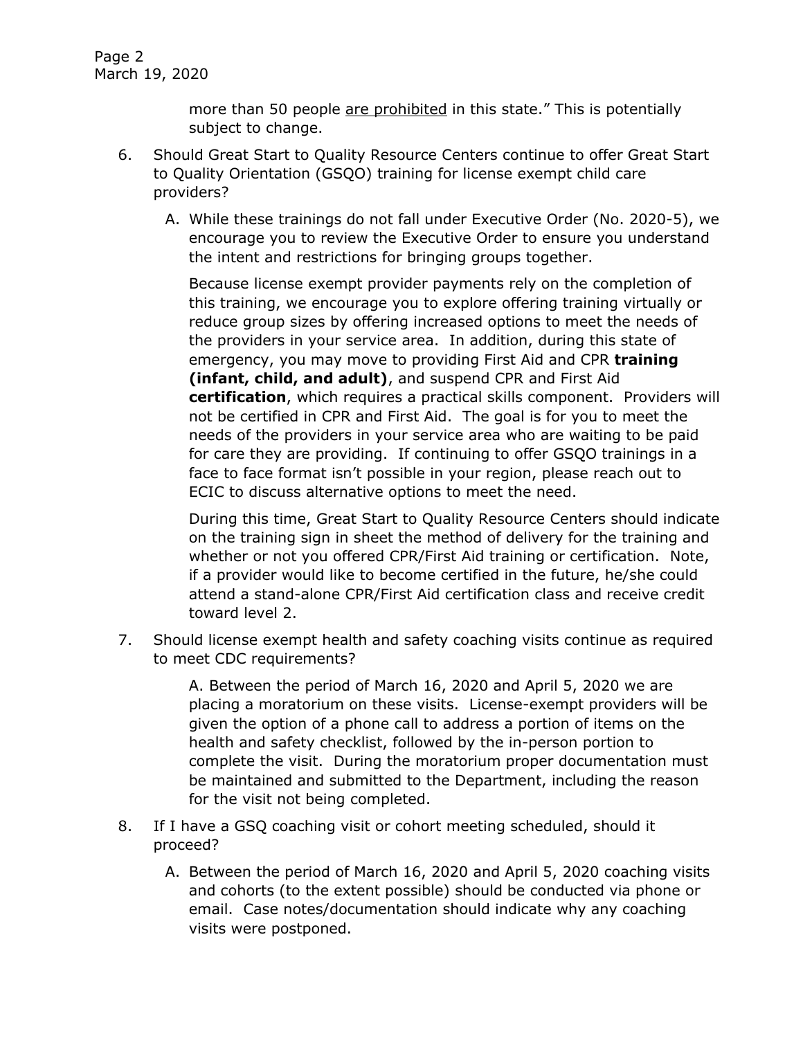more than 50 people <u>are prohibited</u> in this state." This is potentially subject to change.

6. Should Great Start to Quality Resource Centers continue to offer Great Start to Quality Orientation (GSQO) training for license exempt child care providers?

   A. While these trainings do not fall under Executive Order (No. 2020-5), we encourage you to review the Executive Order to ensure you understand the intent and restrictions for bringing groups together.

   Because license exempt provider payments rely on the completion of this training, we encourage you to explore offering training virtually or reduce group sizes by offering increased options to meet the needs of the providers in your service area. In addition, during this state of emergency, you may move to providing First Aid and CPR **training (infant, child, and adult)**, and suspend CPR and First Aid **certification**, which requires a practical skills component. Providers will not be certified in CPR and First Aid. The goal is for you to meet the needs of the providers in your service area who are waiting to be paid for care they are providing. If continuing to offer GSQO trainings in a face to face format isn't possible in your region, please reach out to ECIC to discuss alternative options to meet the need.

   During this time, Great Start to Quality Resource Centers should indicate on the training sign in sheet the method of delivery for the training and whether or not you offered CPR/First Aid training or certification. Note, if a provider would like to become certified in the future, he/she could attend a stand-alone CPR/First Aid certification class and receive credit toward level 2.

7. Should license exempt health and safety coaching visits continue as required to meet CDC requirements?

   A. Between the period of March 16, 2020 and April 5, 2020 we are placing a moratorium on these visits. License-exempt providers will be given the option of a phone call to address a portion of items on the health and safety checklist, followed by the in-person portion to complete the visit. During the moratorium proper documentation must be maintained and submitted to the Department, including the reason for the visit not being completed.

8. If I have a GSQ coaching visit or cohort meeting scheduled, should it proceed?

   A. Between the period of March 16, 2020 and April 5, 2020 coaching visits and cohorts (to the extent possible) should be conducted via phone or email. Case notes/documentation should indicate why any coaching visits were postponed.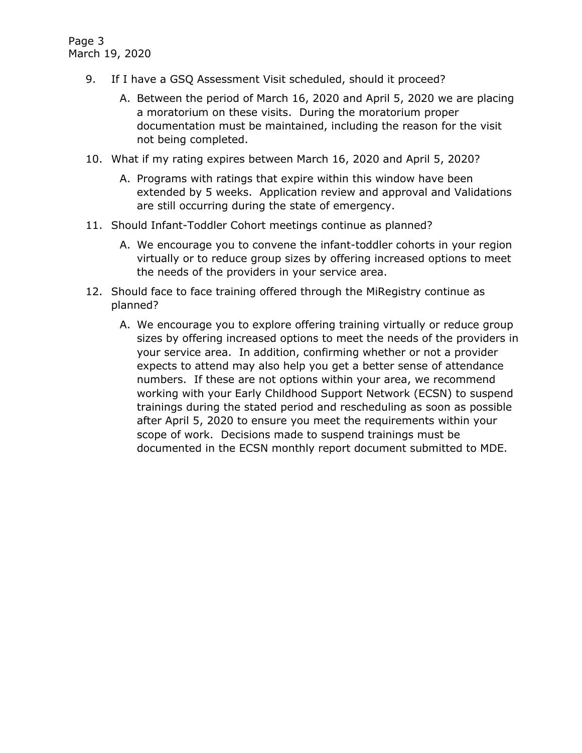9. If I have a GSQ Assessment Visit scheduled, should it proceed?

   A. Between the period of March 16, 2020 and April 5, 2020 we are placing a moratorium on these visits. During the moratorium proper documentation must be maintained, including the reason for the visit not being completed.

10. What if my rating expires between March 16, 2020 and April 5, 2020?

    A. Programs with ratings that expire within this window have been extended by 5 weeks. Application review and approval and Validations are still occurring during the state of emergency.

11. Should Infant-Toddler Cohort meetings continue as planned?

    A. We encourage you to convene the infant-toddler cohorts in your region virtually or to reduce group sizes by offering increased options to meet the needs of the providers in your service area.

12. Should face to face training offered through the MiRegistry continue as planned?

    A. We encourage you to explore offering training virtually or reduce group sizes by offering increased options to meet the needs of the providers in your service area. In addition, confirming whether or not a provider expects to attend may also help you get a better sense of attendance numbers. If these are not options within your area, we recommend working with your Early Childhood Support Network (ECSN) to suspend trainings during the stated period and rescheduling as soon as possible after April 5, 2020 to ensure you meet the requirements within your scope of work. Decisions made to suspend trainings must be documented in the ECSN monthly report document submitted to MDE.